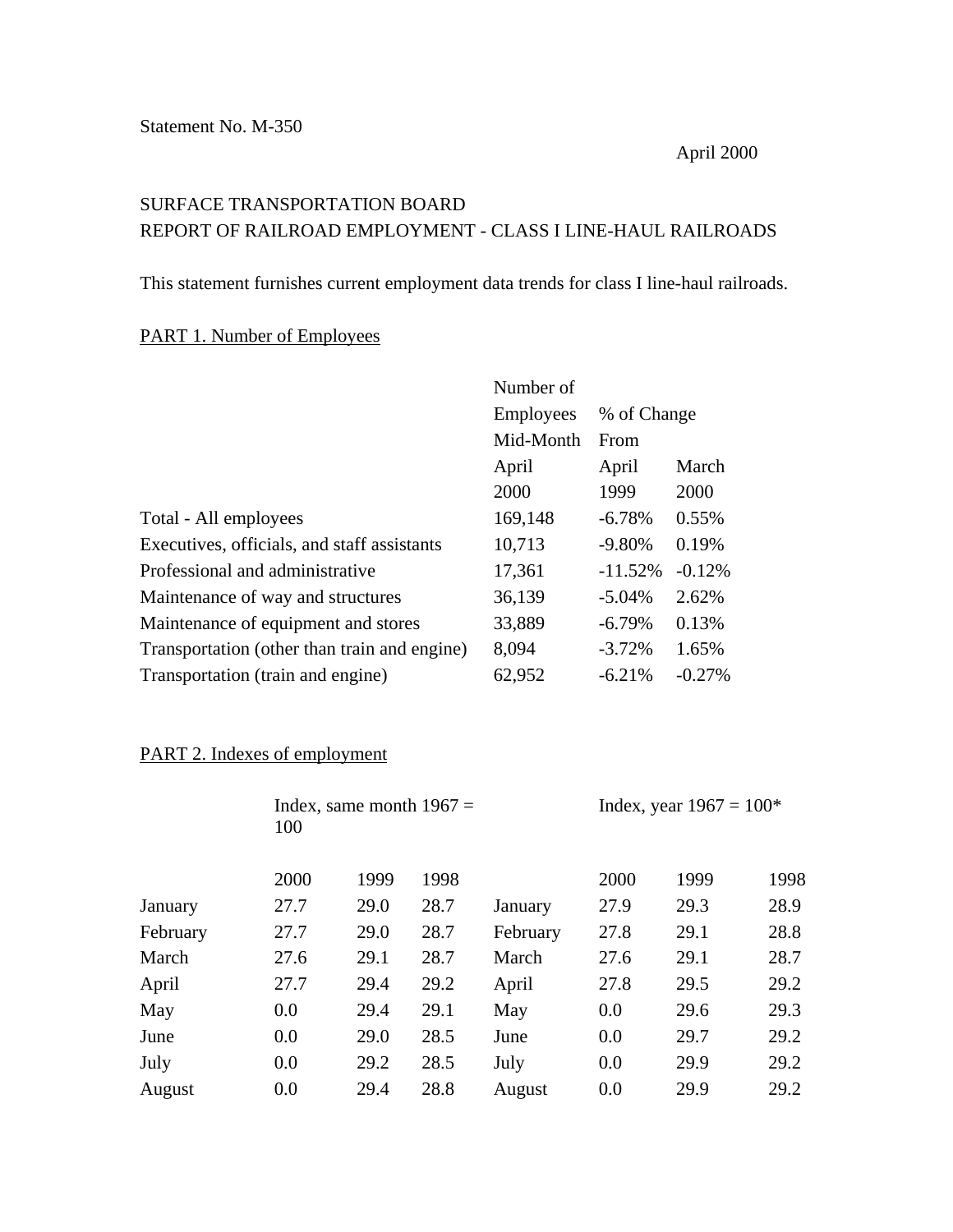Statement No. M-350

April 2000

SURFACE TRANSPORTATION BOARD
REPORT OF RAILROAD EMPLOYMENT - CLASS I LINE-HAUL RAILROADS

This statement furnishes current employment data trends for class I line-haul railroads.

PART 1. Number of Employees

| | Number of Employees Mid-Month | % of Change From | |
|---|---|---|---|
| | April 2000 | April 1999 | March 2000 |
| Total - All employees | 169,148 | -6.78% | 0.55% |
| Executives, officials, and staff assistants | 10,713 | -9.80% | 0.19% |
| Professional and administrative | 17,361 | -11.52% | -0.12% |
| Maintenance of way and structures | 36,139 | -5.04% | 2.62% |
| Maintenance of equipment and stores | 33,889 | -6.79% | 0.13% |
| Transportation (other than train and engine) | 8,094 | -3.72% | 1.65% |
| Transportation (train and engine) | 62,952 | -6.21% | -0.27% |

PART 2. Indexes of employment

| | Index, same month 1967 = 100 | | | | Index, year 1967 = 100* | | |
|---|---|---|---|---|---|---|---|
| | 2000 | 1999 | 1998 | | 2000 | 1999 | 1998 |
| January | 27.7 | 29.0 | 28.7 | January | 27.9 | 29.3 | 28.9 |
| February | 27.7 | 29.0 | 28.7 | February | 27.8 | 29.1 | 28.8 |
| March | 27.6 | 29.1 | 28.7 | March | 27.6 | 29.1 | 28.7 |
| April | 27.7 | 29.4 | 29.2 | April | 27.8 | 29.5 | 29.2 |
| May | 0.0 | 29.4 | 29.1 | May | 0.0 | 29.6 | 29.3 |
| June | 0.0 | 29.0 | 28.5 | June | 0.0 | 29.7 | 29.2 |
| July | 0.0 | 29.2 | 28.5 | July | 0.0 | 29.9 | 29.2 |
| August | 0.0 | 29.4 | 28.8 | August | 0.0 | 29.9 | 29.2 |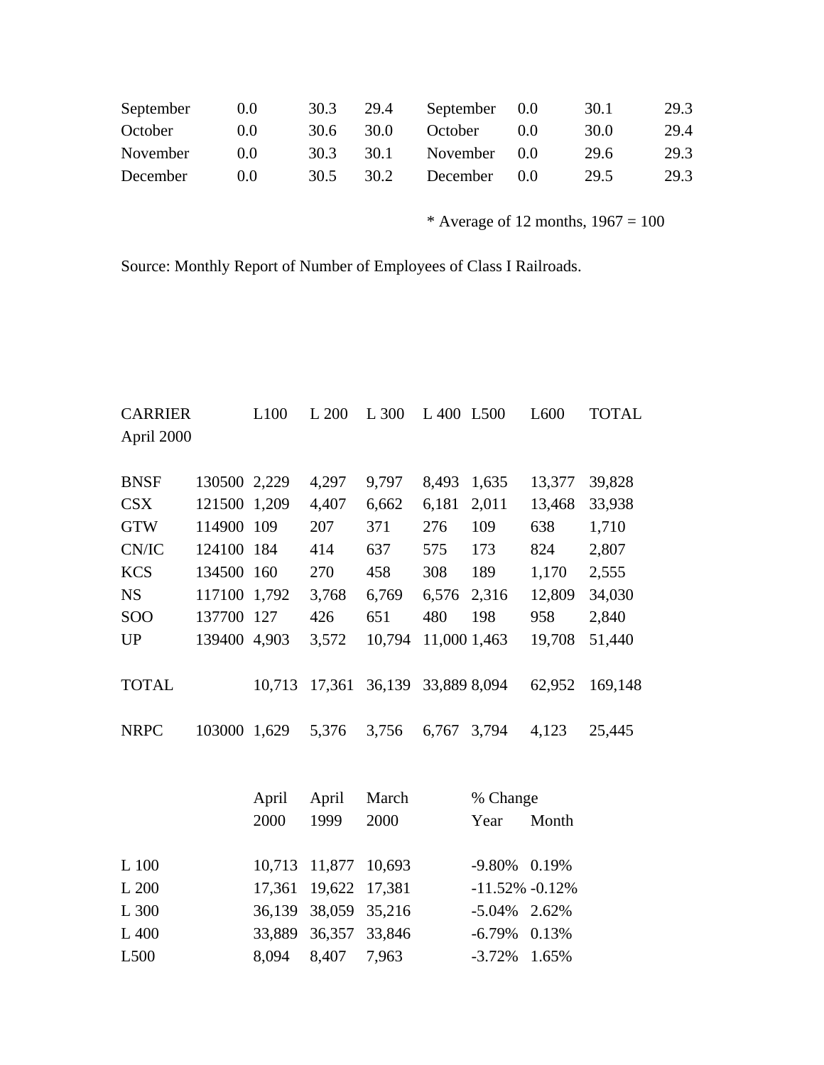| September | 0.0 | 30.3 | 29.4 | September | 0.0 | 30.1 | 29.3 |
|---|---|---|---|---|---|---|---|
| October | 0.0 | 30.6 | 30.0 | October | 0.0 | 30.0 | 29.4 |
| November | 0.0 | 30.3 | 30.1 | November | 0.0 | 29.6 | 29.3 |
| December | 0.0 | 30.5 | 30.2 | December | 0.0 | 29.5 | 29.3 |

* Average of 12 months, 1967 = 100

Source: Monthly Report of Number of Employees of Class I Railroads.

| CARRIER April 2000 | | L100 | L 200 | L 300 | L 400 | L500 | L600 | TOTAL |
|---|---|---|---|---|---|---|---|---|
| BNSF | 130500 | 2,229 | 4,297 | 9,797 | 8,493 | 1,635 | 13,377 | 39,828 |
| CSX | 121500 | 1,209 | 4,407 | 6,662 | 6,181 | 2,011 | 13,468 | 33,938 |
| GTW | 114900 | 109 | 207 | 371 | 276 | 109 | 638 | 1,710 |
| CN/IC | 124100 | 184 | 414 | 637 | 575 | 173 | 824 | 2,807 |
| KCS | 134500 | 160 | 270 | 458 | 308 | 189 | 1,170 | 2,555 |
| NS | 117100 | 1,792 | 3,768 | 6,769 | 6,576 | 2,316 | 12,809 | 34,030 |
| SOO | 137700 | 127 | 426 | 651 | 480 | 198 | 958 | 2,840 |
| UP | 139400 | 4,903 | 3,572 | 10,794 | 11,000 | 1,463 | 19,708 | 51,440 |
| TOTAL | | 10,713 | 17,361 | 36,139 | 33,889 | 8,094 | 62,952 | 169,148 |
| NRPC | 103000 | 1,629 | 5,376 | 3,756 | 6,767 | 3,794 | 4,123 | 25,445 |

| | April 2000 | April 1999 | March 2000 | % Change Year | % Change Month |
|---|---|---|---|---|---|
| L 100 | 10,713 | 11,877 | 10,693 | -9.80% | 0.19% |
| L 200 | 17,361 | 19,622 | 17,381 | -11.52% | -0.12% |
| L 300 | 36,139 | 38,059 | 35,216 | -5.04% | 2.62% |
| L 400 | 33,889 | 36,357 | 33,846 | -6.79% | 0.13% |
| L500 | 8,094 | 8,407 | 7,963 | -3.72% | 1.65% |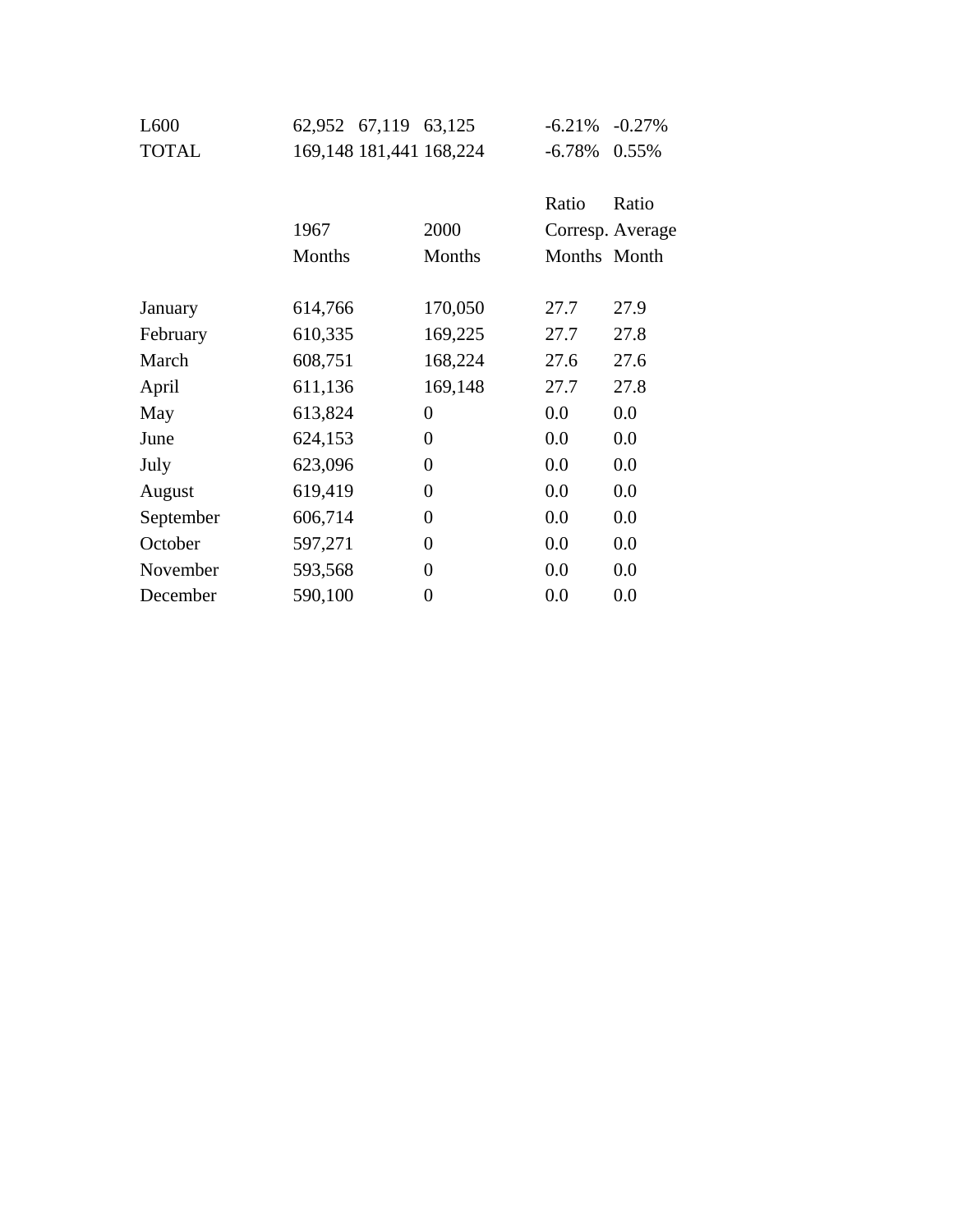| | | | | | |
|---|---|---|---|---|---|
| L600 | 62,952 | 67,119 | 63,125 | -6.21% | -0.27% |
| TOTAL | 169,148 | 181,441 | 168,224 | -6.78% | 0.55% |

| | 1967 Months | 2000 Months | Ratio Corresp. Months | Ratio Average Month |
|---|---|---|---|---|
| January | 614,766 | 170,050 | 27.7 | 27.9 |
| February | 610,335 | 169,225 | 27.7 | 27.8 |
| March | 608,751 | 168,224 | 27.6 | 27.6 |
| April | 611,136 | 169,148 | 27.7 | 27.8 |
| May | 613,824 | 0 | 0.0 | 0.0 |
| June | 624,153 | 0 | 0.0 | 0.0 |
| July | 623,096 | 0 | 0.0 | 0.0 |
| August | 619,419 | 0 | 0.0 | 0.0 |
| September | 606,714 | 0 | 0.0 | 0.0 |
| October | 597,271 | 0 | 0.0 | 0.0 |
| November | 593,568 | 0 | 0.0 | 0.0 |
| December | 590,100 | 0 | 0.0 | 0.0 |